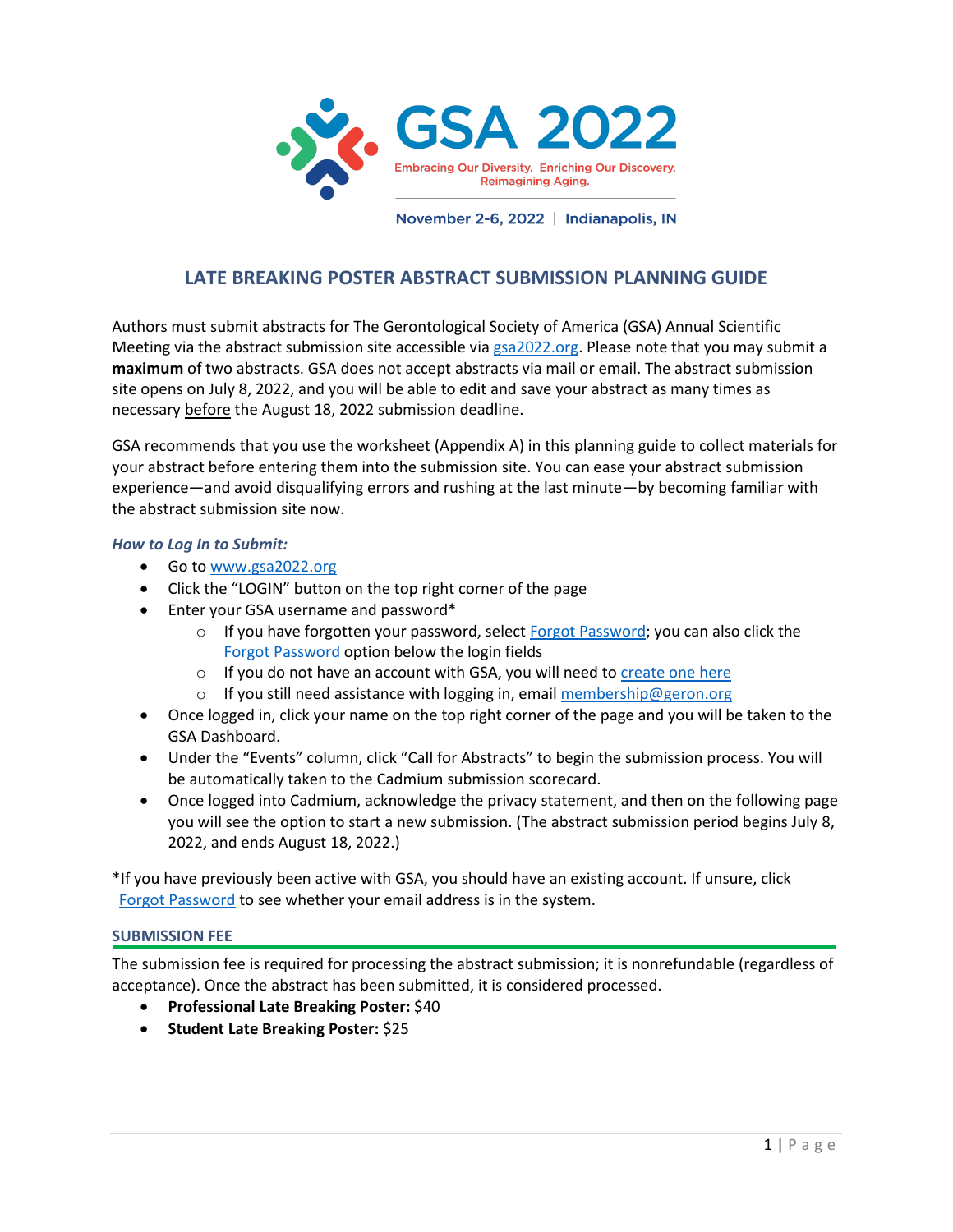# GSA 2022

Embracing Our Diversity. Enriching Our Discovery. Reimagining Aging.

November 2-6, 2022 | Indianapolis, IN

## LATE BREAKING POSTER ABSTRACT SUBMISSION PLANNING GUIDE

Authors must submit abstracts for The Gerontological Society of America (GSA) Annual Scientific Meeting via the abstract submission site accessible via gsa2022.org. Please note that you may submit a **maximum** of two abstracts. GSA does not accept abstracts via mail or email. The abstract submission site opens on July 8, 2022, and you will be able to edit and save your abstract as many times as necessary before the August 18, 2022 submission deadline.

GSA recommends that you use the worksheet (Appendix A) in this planning guide to collect materials for your abstract before entering them into the submission site. You can ease your abstract submission experience—and avoid disqualifying errors and rushing at the last minute—by becoming familiar with the abstract submission site now.

***How to Log In to Submit:***

- Go to www.gsa2022.org
- Click the "LOGIN" button on the top right corner of the page
- Enter your GSA username and password*
  - If you have forgotten your password, select Forgot Password; you can also click the Forgot Password option below the login fields
  - If you do not have an account with GSA, you will need to create one here
  - If you still need assistance with logging in, email membership@geron.org
- Once logged in, click your name on the top right corner of the page and you will be taken to the GSA Dashboard.
- Under the "Events" column, click "Call for Abstracts" to begin the submission process. You will be automatically taken to the Cadmium submission scorecard.
- Once logged into Cadmium, acknowledge the privacy statement, and then on the following page you will see the option to start a new submission. (The abstract submission period begins July 8, 2022, and ends August 18, 2022.)

*If you have previously been active with GSA, you should have an existing account. If unsure, click Forgot Password to see whether your email address is in the system.

### SUBMISSION FEE

The submission fee is required for processing the abstract submission; it is nonrefundable (regardless of acceptance). Once the abstract has been submitted, it is considered processed.

- **Professional Late Breaking Poster:** $40
- **Student Late Breaking Poster:** $25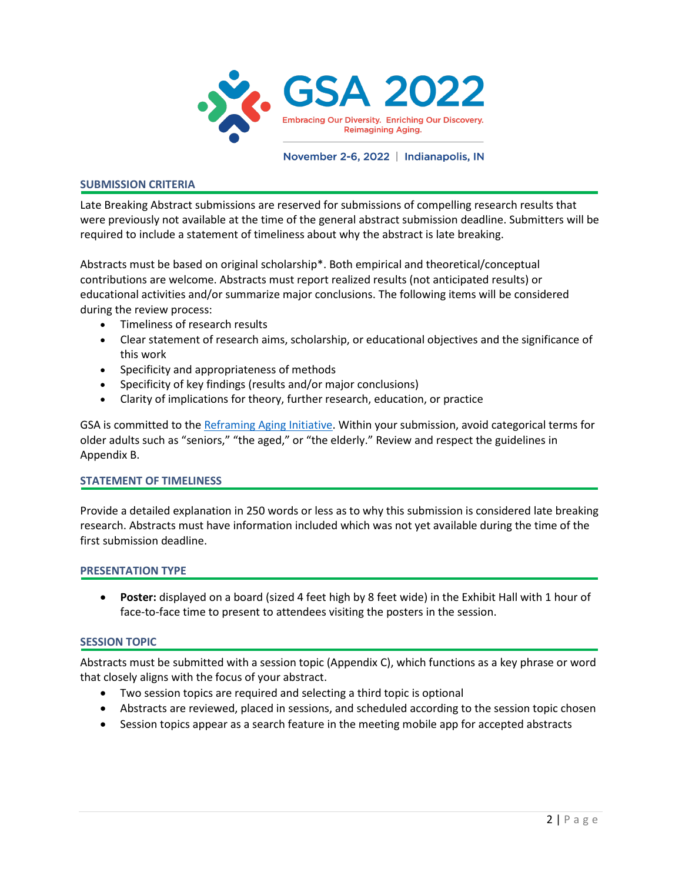# GSA 2022

Embracing Our Diversity. Enriching Our Discovery. Reimagining Aging.

November 2-6, 2022 | Indianapolis, IN

## SUBMISSION CRITERIA

Late Breaking Abstract submissions are reserved for submissions of compelling research results that were previously not available at the time of the general abstract submission deadline. Submitters will be required to include a statement of timeliness about why the abstract is late breaking.

Abstracts must be based on original scholarship*. Both empirical and theoretical/conceptual contributions are welcome. Abstracts must report realized results (not anticipated results) or educational activities and/or summarize major conclusions. The following items will be considered during the review process:

- Timeliness of research results
- Clear statement of research aims, scholarship, or educational objectives and the significance of this work
- Specificity and appropriateness of methods
- Specificity of key findings (results and/or major conclusions)
- Clarity of implications for theory, further research, education, or practice

GSA is committed to the Reframing Aging Initiative. Within your submission, avoid categorical terms for older adults such as "seniors," "the aged," or "the elderly." Review and respect the guidelines in Appendix B.

## STATEMENT OF TIMELINESS

Provide a detailed explanation in 250 words or less as to why this submission is considered late breaking research. Abstracts must have information included which was not yet available during the time of the first submission deadline.

## PRESENTATION TYPE

- **Poster:** displayed on a board (sized 4 feet high by 8 feet wide) in the Exhibit Hall with 1 hour of face-to-face time to present to attendees visiting the posters in the session.

## SESSION TOPIC

Abstracts must be submitted with a session topic (Appendix C), which functions as a key phrase or word that closely aligns with the focus of your abstract.

- Two session topics are required and selecting a third topic is optional
- Abstracts are reviewed, placed in sessions, and scheduled according to the session topic chosen
- Session topics appear as a search feature in the meeting mobile app for accepted abstracts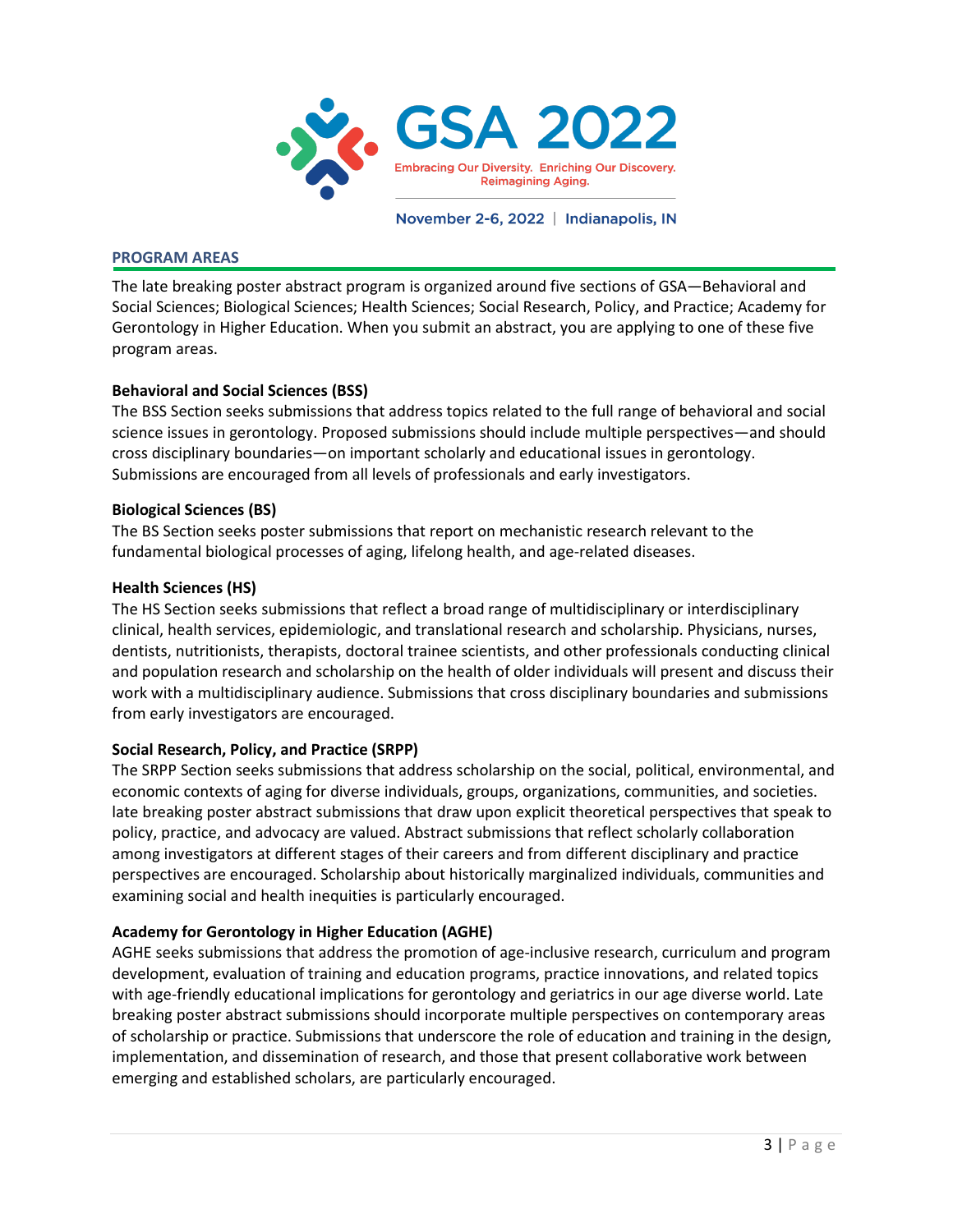## PROGRAM AREAS

The late breaking poster abstract program is organized around five sections of GSA—Behavioral and Social Sciences; Biological Sciences; Health Sciences; Social Research, Policy, and Practice; Academy for Gerontology in Higher Education. When you submit an abstract, you are applying to one of these five program areas.

**Behavioral and Social Sciences (BSS)**

The BSS Section seeks submissions that address topics related to the full range of behavioral and social science issues in gerontology. Proposed submissions should include multiple perspectives—and should cross disciplinary boundaries—on important scholarly and educational issues in gerontology. Submissions are encouraged from all levels of professionals and early investigators.

**Biological Sciences (BS)**

The BS Section seeks poster submissions that report on mechanistic research relevant to the fundamental biological processes of aging, lifelong health, and age-related diseases.

**Health Sciences (HS)**

The HS Section seeks submissions that reflect a broad range of multidisciplinary or interdisciplinary clinical, health services, epidemiologic, and translational research and scholarship. Physicians, nurses, dentists, nutritionists, therapists, doctoral trainee scientists, and other professionals conducting clinical and population research and scholarship on the health of older individuals will present and discuss their work with a multidisciplinary audience. Submissions that cross disciplinary boundaries and submissions from early investigators are encouraged.

**Social Research, Policy, and Practice (SRPP)**

The SRPP Section seeks submissions that address scholarship on the social, political, environmental, and economic contexts of aging for diverse individuals, groups, organizations, communities, and societies. late breaking poster abstract submissions that draw upon explicit theoretical perspectives that speak to policy, practice, and advocacy are valued. Abstract submissions that reflect scholarly collaboration among investigators at different stages of their careers and from different disciplinary and practice perspectives are encouraged. Scholarship about historically marginalized individuals, communities and examining social and health inequities is particularly encouraged.

**Academy for Gerontology in Higher Education (AGHE)**

AGHE seeks submissions that address the promotion of age-inclusive research, curriculum and program development, evaluation of training and education programs, practice innovations, and related topics with age-friendly educational implications for gerontology and geriatrics in our age diverse world. Late breaking poster abstract submissions should incorporate multiple perspectives on contemporary areas of scholarship or practice. Submissions that underscore the role of education and training in the design, implementation, and dissemination of research, and those that present collaborative work between emerging and established scholars, are particularly encouraged.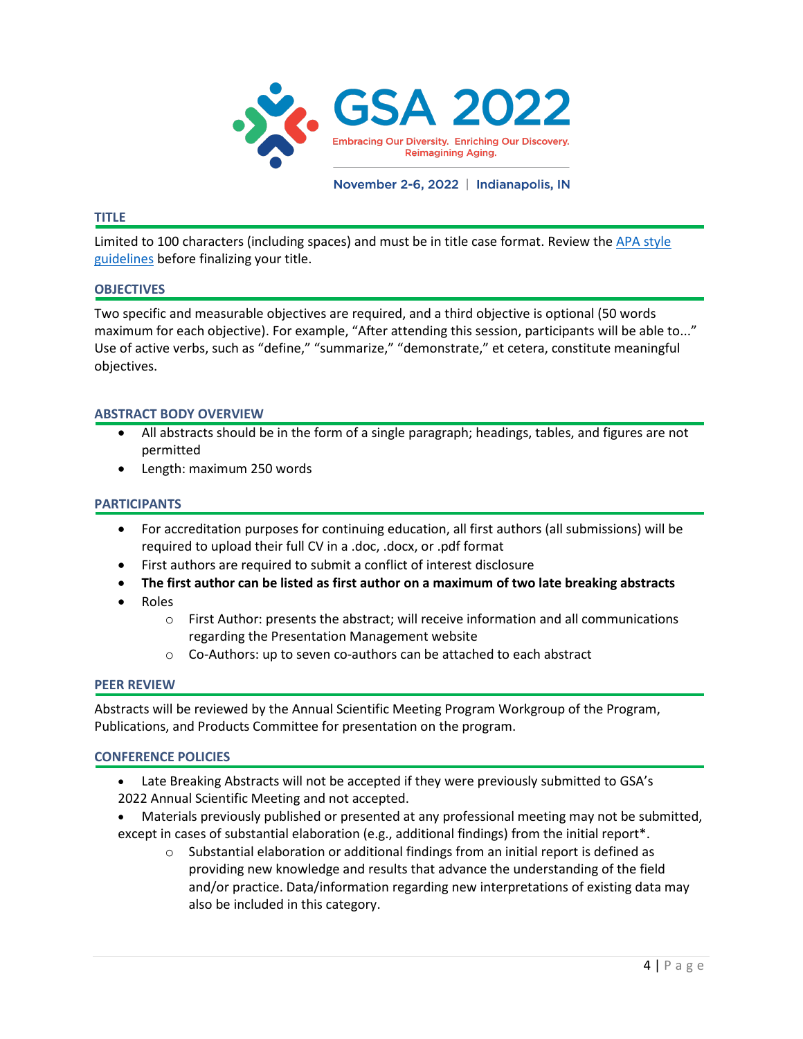GSA 2022

Embracing Our Diversity. Enriching Our Discovery. Reimagining Aging.

November 2-6, 2022 | Indianapolis, IN

## TITLE

Limited to 100 characters (including spaces) and must be in title case format. Review the [APA style guidelines]() before finalizing your title.

## OBJECTIVES

Two specific and measurable objectives are required, and a third objective is optional (50 words maximum for each objective). For example, "After attending this session, participants will be able to..." Use of active verbs, such as "define," "summarize," "demonstrate," et cetera, constitute meaningful objectives.

## ABSTRACT BODY OVERVIEW

- All abstracts should be in the form of a single paragraph; headings, tables, and figures are not permitted
- Length: maximum 250 words

## PARTICIPANTS

- For accreditation purposes for continuing education, all first authors (all submissions) will be required to upload their full CV in a .doc, .docx, or .pdf format
- First authors are required to submit a conflict of interest disclosure
- **The first author can be listed as first author on a maximum of two late breaking abstracts**
- Roles
  - First Author: presents the abstract; will receive information and all communications regarding the Presentation Management website
  - Co-Authors: up to seven co-authors can be attached to each abstract

## PEER REVIEW

Abstracts will be reviewed by the Annual Scientific Meeting Program Workgroup of the Program, Publications, and Products Committee for presentation on the program.

## CONFERENCE POLICIES

- Late Breaking Abstracts will not be accepted if they were previously submitted to GSA's 2022 Annual Scientific Meeting and not accepted.
- Materials previously published or presented at any professional meeting may not be submitted, except in cases of substantial elaboration (e.g., additional findings) from the initial report*.
  - Substantial elaboration or additional findings from an initial report is defined as providing new knowledge and results that advance the understanding of the field and/or practice. Data/information regarding new interpretations of existing data may also be included in this category.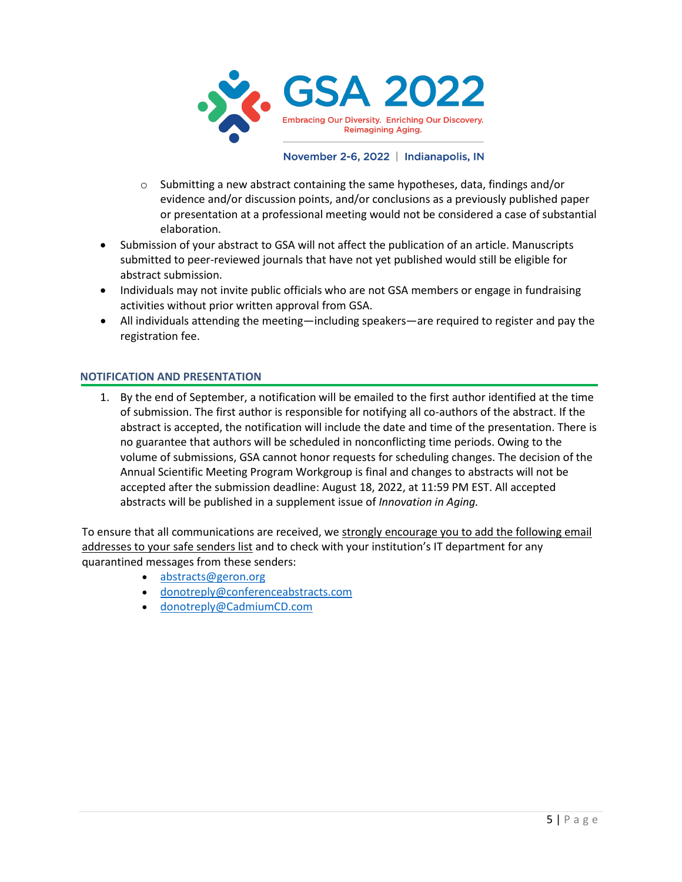- Submitting a new abstract containing the same hypotheses, data, findings and/or evidence and/or discussion points, and/or conclusions as a previously published paper or presentation at a professional meeting would not be considered a case of substantial elaboration.

- Submission of your abstract to GSA will not affect the publication of an article. Manuscripts submitted to peer-reviewed journals that have not yet published would still be eligible for abstract submission.
- Individuals may not invite public officials who are not GSA members or engage in fundraising activities without prior written approval from GSA.
- All individuals attending the meeting—including speakers—are required to register and pay the registration fee.

## NOTIFICATION AND PRESENTATION

1. By the end of September, a notification will be emailed to the first author identified at the time of submission. The first author is responsible for notifying all co-authors of the abstract. If the abstract is accepted, the notification will include the date and time of the presentation. There is no guarantee that authors will be scheduled in nonconflicting time periods. Owing to the volume of submissions, GSA cannot honor requests for scheduling changes. The decision of the Annual Scientific Meeting Program Workgroup is final and changes to abstracts will not be accepted after the submission deadline: August 18, 2022, at 11:59 PM EST. All accepted abstracts will be published in a supplement issue of *Innovation in Aging.*

To ensure that all communications are received, we strongly encourage you to add the following email addresses to your safe senders list and to check with your institution's IT department for any quarantined messages from these senders:

- abstracts@geron.org
- donotreply@conferenceabstracts.com
- donotreply@CadmiumCD.com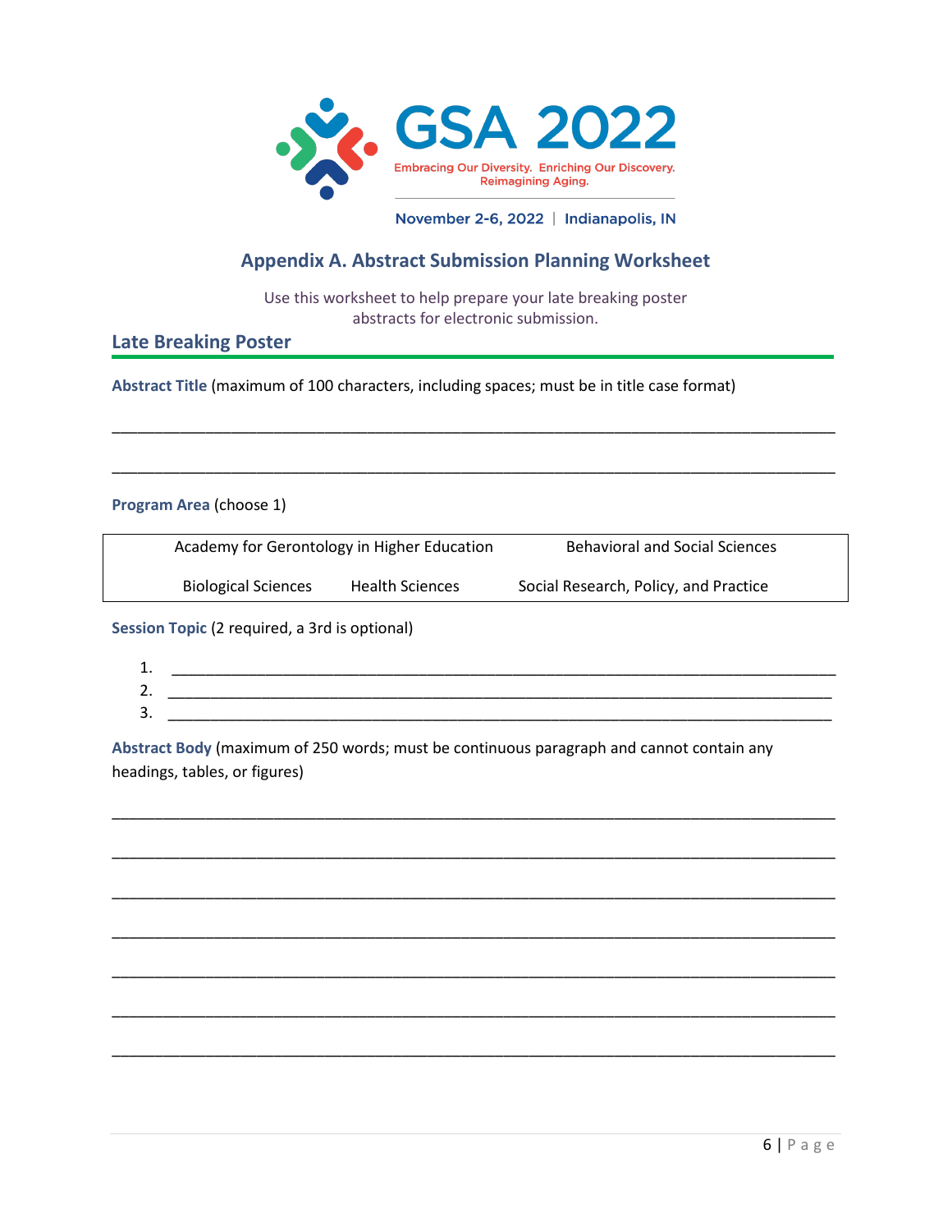GSA 2022

Embracing Our Diversity. Enriching Our Discovery. Reimagining Aging.

November 2-6, 2022 | Indianapolis, IN

## Appendix A. Abstract Submission Planning Worksheet

Use this worksheet to help prepare your late breaking poster abstracts for electronic submission.

### Late Breaking Poster

**Abstract Title** (maximum of 100 characters, including spaces; must be in title case format)

______________________________________________________________________________

______________________________________________________________________________

**Program Area** (choose 1)

| Academy for Gerontology in Higher Education | | Behavioral and Social Sciences |
|---|---|---|
| Biological Sciences | Health Sciences | Social Research, Policy, and Practice |

**Session Topic** (2 required, a 3rd is optional)

1. ______________________________________________________________________
2. ______________________________________________________________________
3. ______________________________________________________________________

**Abstract Body** (maximum of 250 words; must be continuous paragraph and cannot contain any headings, tables, or figures)

______________________________________________________________________________

______________________________________________________________________________

______________________________________________________________________________

______________________________________________________________________________

______________________________________________________________________________

______________________________________________________________________________

______________________________________________________________________________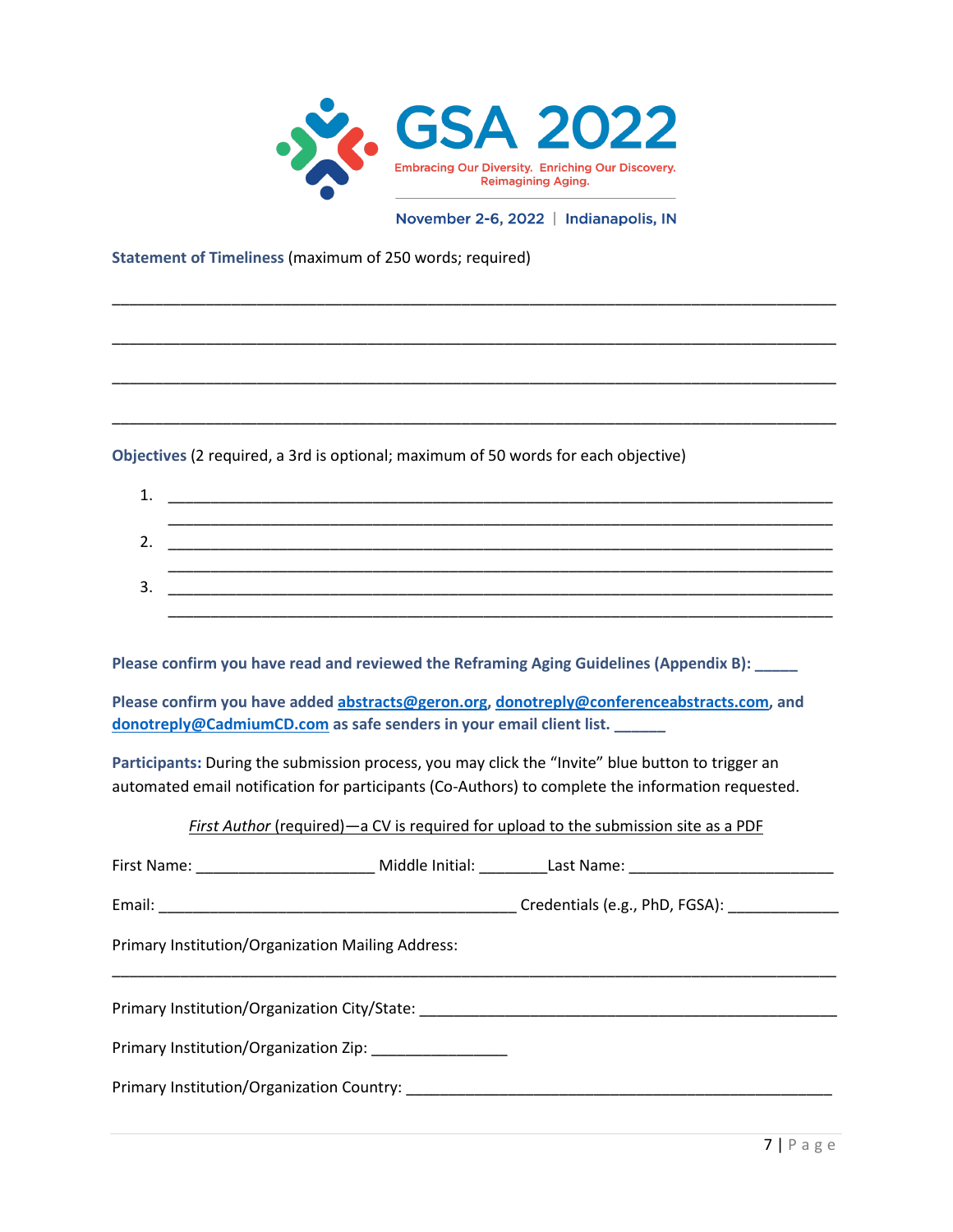**Statement of Timeliness** (maximum of 250 words; required)

______________________________________________________________________________

______________________________________________________________________________

______________________________________________________________________________

______________________________________________________________________________

**Objectives** (2 required, a 3rd is optional; maximum of 50 words for each objective)

1. ______________________________________________________________________
   ______________________________________________________________________
2. ______________________________________________________________________
   ______________________________________________________________________
3. ______________________________________________________________________
   ______________________________________________________________________

**Please confirm you have read and reviewed the Reframing Aging Guidelines (Appendix B): _____**

**Please confirm you have added abstracts@geron.org, donotreply@conferenceabstracts.com, and donotreply@CadmiumCD.com as safe senders in your email client list. ______**

**Participants:** During the submission process, you may click the "Invite" blue button to trigger an automated email notification for participants (Co-Authors) to complete the information requested.

*First Author* (required)—a CV is required for upload to the submission site as a PDF

First Name: ____________________ Middle Initial: ________Last Name: ________________________

Email: __________________________________________ Credentials (e.g., PhD, FGSA): ____________

Primary Institution/Organization Mailing Address:

______________________________________________________________________________

Primary Institution/Organization City/State: ______________________________________________

Primary Institution/Organization Zip: _______________

Primary Institution/Organization Country: ________________________________________________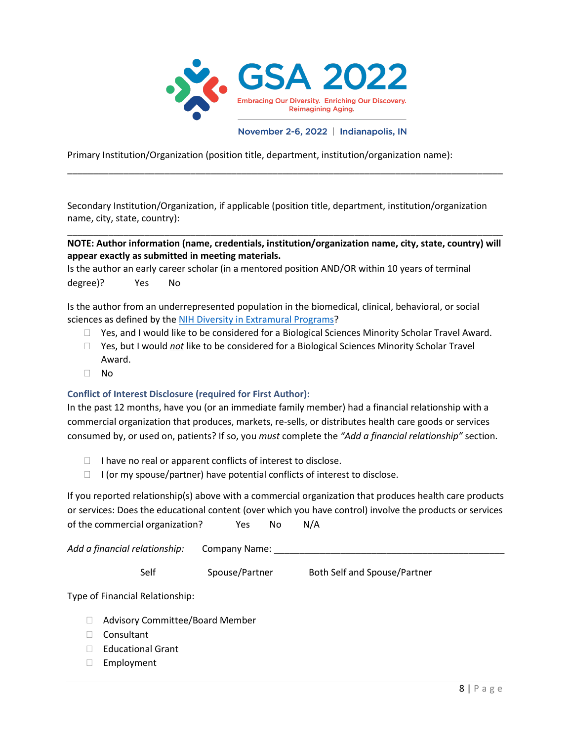Primary Institution/Organization (position title, department, institution/organization name):

______________________________________________________________________________

Secondary Institution/Organization, if applicable (position title, department, institution/organization name, city, state, country):

______________________________________________________________________________

**NOTE: Author information (name, credentials, institution/organization name, city, state, country) will appear exactly as submitted in meeting materials.**

Is the author an early career scholar (in a mentored position AND/OR within 10 years of terminal degree)? Yes No

Is the author from an underrepresented population in the biomedical, clinical, behavioral, or social sciences as defined by the NIH Diversity in Extramural Programs?

- ☐ Yes, and I would like to be considered for a Biological Sciences Minority Scholar Travel Award.
- ☐ Yes, but I would *not* like to be considered for a Biological Sciences Minority Scholar Travel Award.
- ☐ No

### Conflict of Interest Disclosure (required for First Author):

In the past 12 months, have you (or an immediate family member) had a financial relationship with a commercial organization that produces, markets, re-sells, or distributes health care goods or services consumed by, or used on, patients? If so, you *must* complete the *"Add a financial relationship"* section.

- ☐ I have no real or apparent conflicts of interest to disclose.
- ☐ I (or my spouse/partner) have potential conflicts of interest to disclose.

If you reported relationship(s) above with a commercial organization that produces health care products or services: Does the educational content (over which you have control) involve the products or services of the commercial organization? Yes No N/A

*Add a financial relationship:* Company Name: ______________________________________________

Self Spouse/Partner Both Self and Spouse/Partner

Type of Financial Relationship:

- ☐ Advisory Committee/Board Member
- ☐ Consultant
- ☐ Educational Grant
- ☐ Employment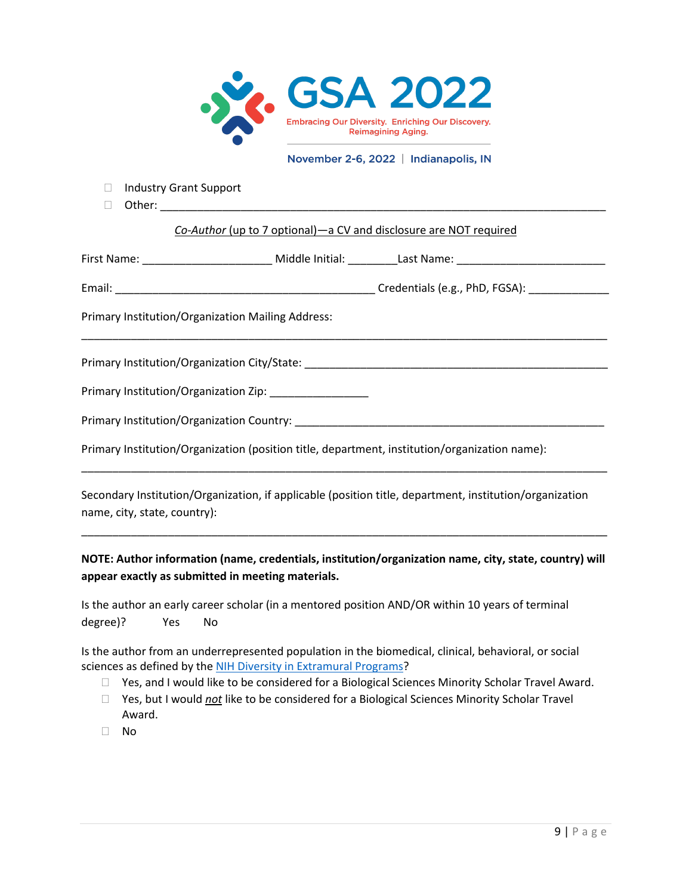- ☐ Industry Grant Support
- ☐ Other: ___________________________________________________________________________

<u>*Co-Author* (up to 7 optional)—a CV and disclosure are NOT required</u>

First Name: ____________________ Middle Initial: ________ Last Name: ________________________

Email: ________________________________________ Credentials (e.g., PhD, FGSA): ____________

Primary Institution/Organization Mailing Address:

_____________________________________________________________________________________

Primary Institution/Organization City/State: _______________________________________________

Primary Institution/Organization Zip: _______________

Primary Institution/Organization Country: __________________________________________________

Primary Institution/Organization (position title, department, institution/organization name):

_____________________________________________________________________________________

Secondary Institution/Organization, if applicable (position title, department, institution/organization name, city, state, country):

_____________________________________________________________________________________

**NOTE: Author information (name, credentials, institution/organization name, city, state, country) will appear exactly as submitted in meeting materials.**

Is the author an early career scholar (in a mentored position AND/OR within 10 years of terminal degree)? Yes No

Is the author from an underrepresented population in the biomedical, clinical, behavioral, or social sciences as defined by the NIH Diversity in Extramural Programs?

- ☐ Yes, and I would like to be considered for a Biological Sciences Minority Scholar Travel Award.
- ☐ Yes, but I would <u>*not*</u> like to be considered for a Biological Sciences Minority Scholar Travel Award.
- ☐ No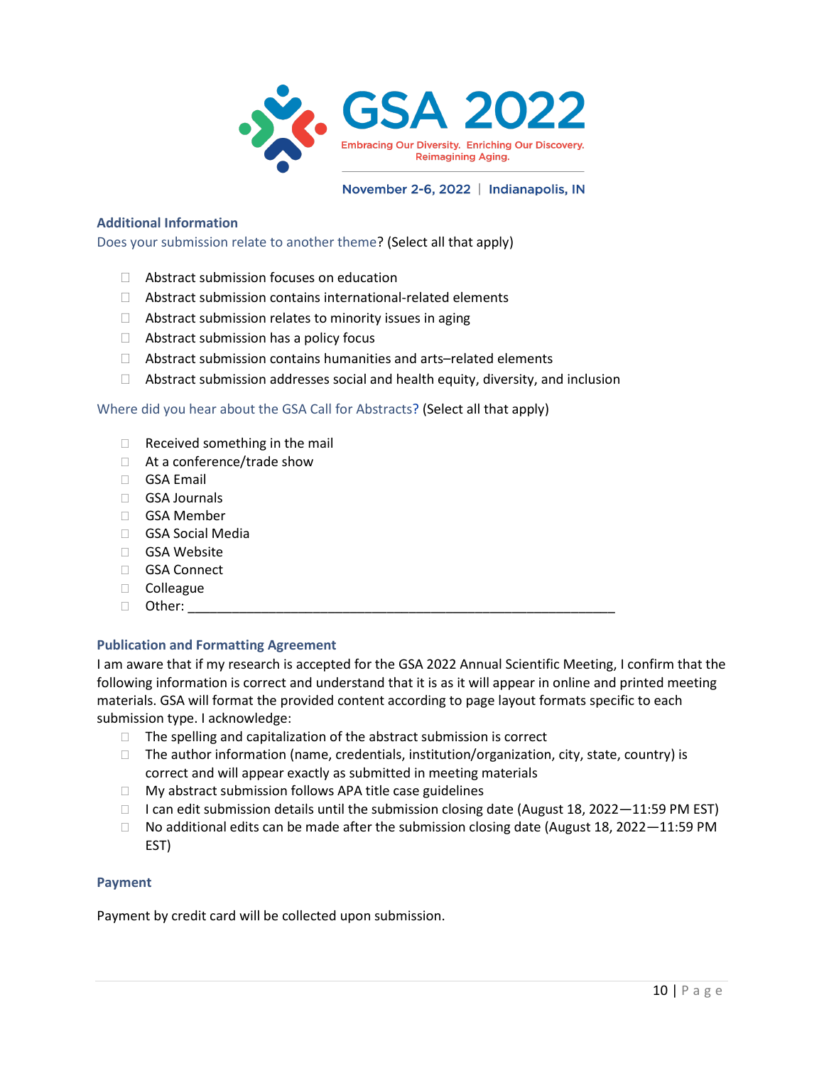## Additional Information

Does your submission relate to another theme? (Select all that apply)

- ☐ Abstract submission focuses on education
- ☐ Abstract submission contains international-related elements
- ☐ Abstract submission relates to minority issues in aging
- ☐ Abstract submission has a policy focus
- ☐ Abstract submission contains humanities and arts–related elements
- ☐ Abstract submission addresses social and health equity, diversity, and inclusion

Where did you hear about the GSA Call for Abstracts? (Select all that apply)

- ☐ Received something in the mail
- ☐ At a conference/trade show
- ☐ GSA Email
- ☐ GSA Journals
- ☐ GSA Member
- ☐ GSA Social Media
- ☐ GSA Website
- ☐ GSA Connect
- ☐ Colleague
- ☐ Other: ____________________________________________________________

## Publication and Formatting Agreement

I am aware that if my research is accepted for the GSA 2022 Annual Scientific Meeting, I confirm that the following information is correct and understand that it is as it will appear in online and printed meeting materials. GSA will format the provided content according to page layout formats specific to each submission type. I acknowledge:

- ☐ The spelling and capitalization of the abstract submission is correct
- ☐ The author information (name, credentials, institution/organization, city, state, country) is correct and will appear exactly as submitted in meeting materials
- ☐ My abstract submission follows APA title case guidelines
- ☐ I can edit submission details until the submission closing date (August 18, 2022—11:59 PM EST)
- ☐ No additional edits can be made after the submission closing date (August 18, 2022—11:59 PM EST)

## Payment

Payment by credit card will be collected upon submission.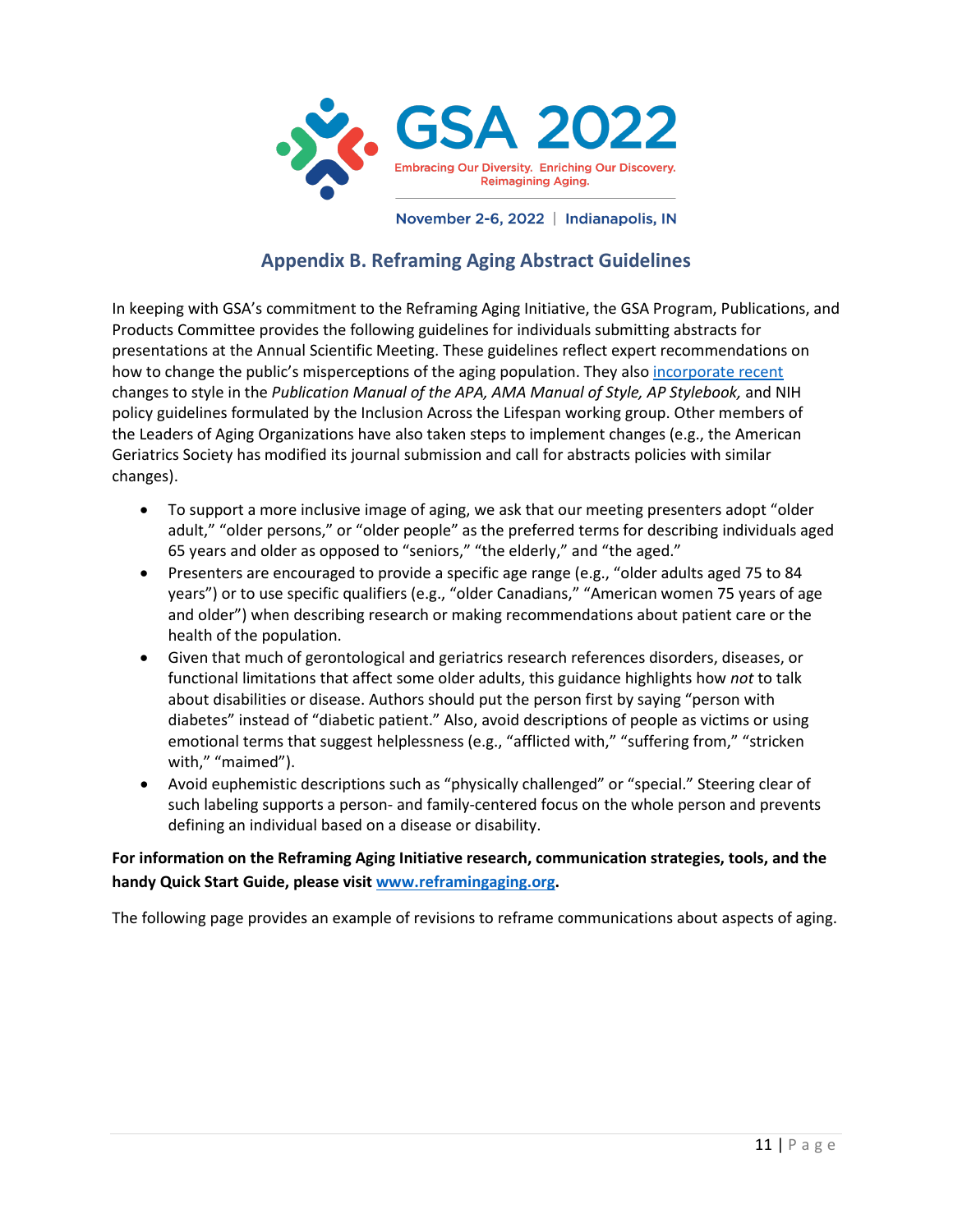GSA 2022

Embracing Our Diversity. Enriching Our Discovery. Reimagining Aging.

November 2-6, 2022 | Indianapolis, IN

## Appendix B. Reframing Aging Abstract Guidelines

In keeping with GSA's commitment to the Reframing Aging Initiative, the GSA Program, Publications, and Products Committee provides the following guidelines for individuals submitting abstracts for presentations at the Annual Scientific Meeting. These guidelines reflect expert recommendations on how to change the public's misperceptions of the aging population. They also incorporate recent changes to style in the *Publication Manual of the APA, AMA Manual of Style, AP Stylebook,* and NIH policy guidelines formulated by the Inclusion Across the Lifespan working group. Other members of the Leaders of Aging Organizations have also taken steps to implement changes (e.g., the American Geriatrics Society has modified its journal submission and call for abstracts policies with similar changes).

- To support a more inclusive image of aging, we ask that our meeting presenters adopt "older adult," "older persons," or "older people" as the preferred terms for describing individuals aged 65 years and older as opposed to "seniors," "the elderly," and "the aged."
- Presenters are encouraged to provide a specific age range (e.g., "older adults aged 75 to 84 years") or to use specific qualifiers (e.g., "older Canadians," "American women 75 years of age and older") when describing research or making recommendations about patient care or the health of the population.
- Given that much of gerontological and geriatrics research references disorders, diseases, or functional limitations that affect some older adults, this guidance highlights how *not* to talk about disabilities or disease. Authors should put the person first by saying "person with diabetes" instead of "diabetic patient." Also, avoid descriptions of people as victims or using emotional terms that suggest helplessness (e.g., "afflicted with," "suffering from," "stricken with," "maimed").
- Avoid euphemistic descriptions such as "physically challenged" or "special." Steering clear of such labeling supports a person- and family-centered focus on the whole person and prevents defining an individual based on a disease or disability.

**For information on the Reframing Aging Initiative research, communication strategies, tools, and the handy Quick Start Guide, please visit www.reframingaging.org.**

The following page provides an example of revisions to reframe communications about aspects of aging.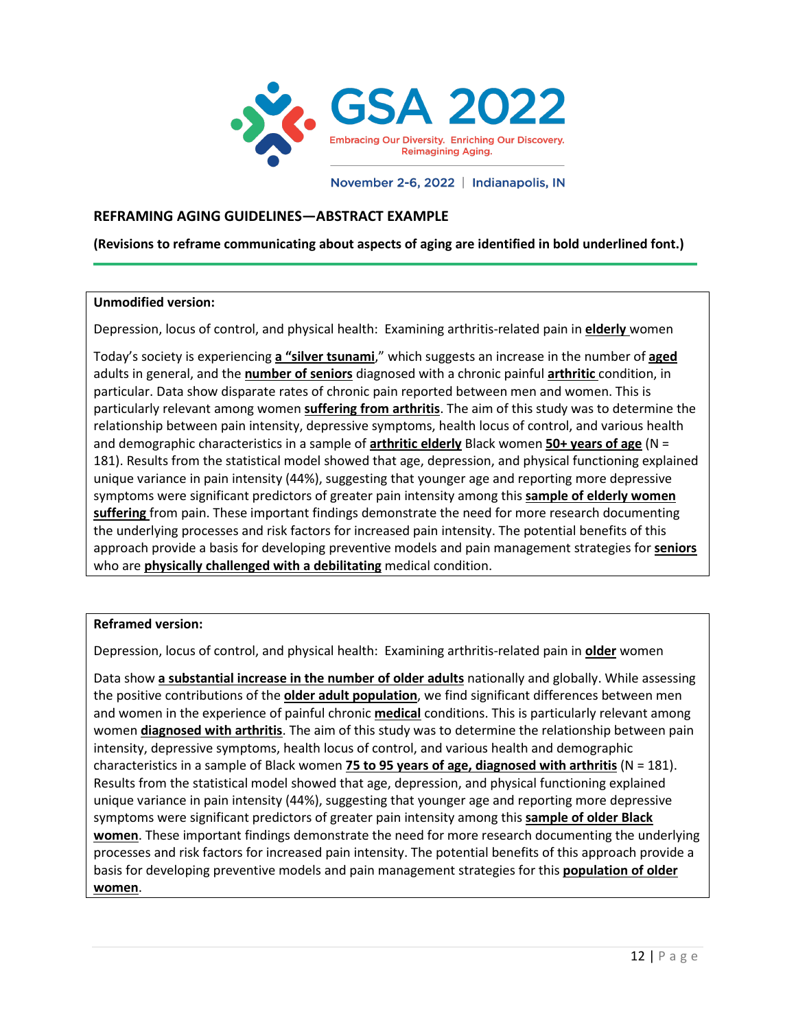GSA 2022

Embracing Our Diversity. Enriching Our Discovery. Reimagining Aging.

November 2-6, 2022 | Indianapolis, IN

## REFRAMING AGING GUIDELINES—ABSTRACT EXAMPLE

**(Revisions to reframe communicating about aspects of aging are identified in bold underlined font.)**

---

**Unmodified version:**

Depression, locus of control, and physical health: Examining arthritis-related pain in **<u>elderly</u>** women

Today's society is experiencing **<u>a "silver tsunami</u>**," which suggests an increase in the number of **<u>aged</u>** adults in general, and the **<u>number of seniors</u>** diagnosed with a chronic painful **<u>arthritic</u>** condition, in particular. Data show disparate rates of chronic pain reported between men and women. This is particularly relevant among women **<u>suffering from arthritis</u>**. The aim of this study was to determine the relationship between pain intensity, depressive symptoms, health locus of control, and various health and demographic characteristics in a sample of **<u>arthritic elderly</u>** Black women **<u>50+ years of age</u>** (N = 181). Results from the statistical model showed that age, depression, and physical functioning explained unique variance in pain intensity (44%), suggesting that younger age and reporting more depressive symptoms were significant predictors of greater pain intensity among this **<u>sample of elderly women suffering</u>** from pain. These important findings demonstrate the need for more research documenting the underlying processes and risk factors for increased pain intensity. The potential benefits of this approach provide a basis for developing preventive models and pain management strategies for **<u>seniors</u>** who are **<u>physically challenged with a debilitating</u>** medical condition.

**Reframed version:**

Depression, locus of control, and physical health: Examining arthritis-related pain in **<u>older</u>** women

Data show **<u>a substantial increase in the number of older adults</u>** nationally and globally. While assessing the positive contributions of the **<u>older adult population</u>**, we find significant differences between men and women in the experience of painful chronic **<u>medical</u>** conditions. This is particularly relevant among women **<u>diagnosed with arthritis</u>**. The aim of this study was to determine the relationship between pain intensity, depressive symptoms, health locus of control, and various health and demographic characteristics in a sample of Black women **<u>75 to 95 years of age, diagnosed with arthritis</u>** (N = 181). Results from the statistical model showed that age, depression, and physical functioning explained unique variance in pain intensity (44%), suggesting that younger age and reporting more depressive symptoms were significant predictors of greater pain intensity among this **<u>sample of older Black women</u>**. These important findings demonstrate the need for more research documenting the underlying processes and risk factors for increased pain intensity. The potential benefits of this approach provide a basis for developing preventive models and pain management strategies for this **<u>population of older women</u>**.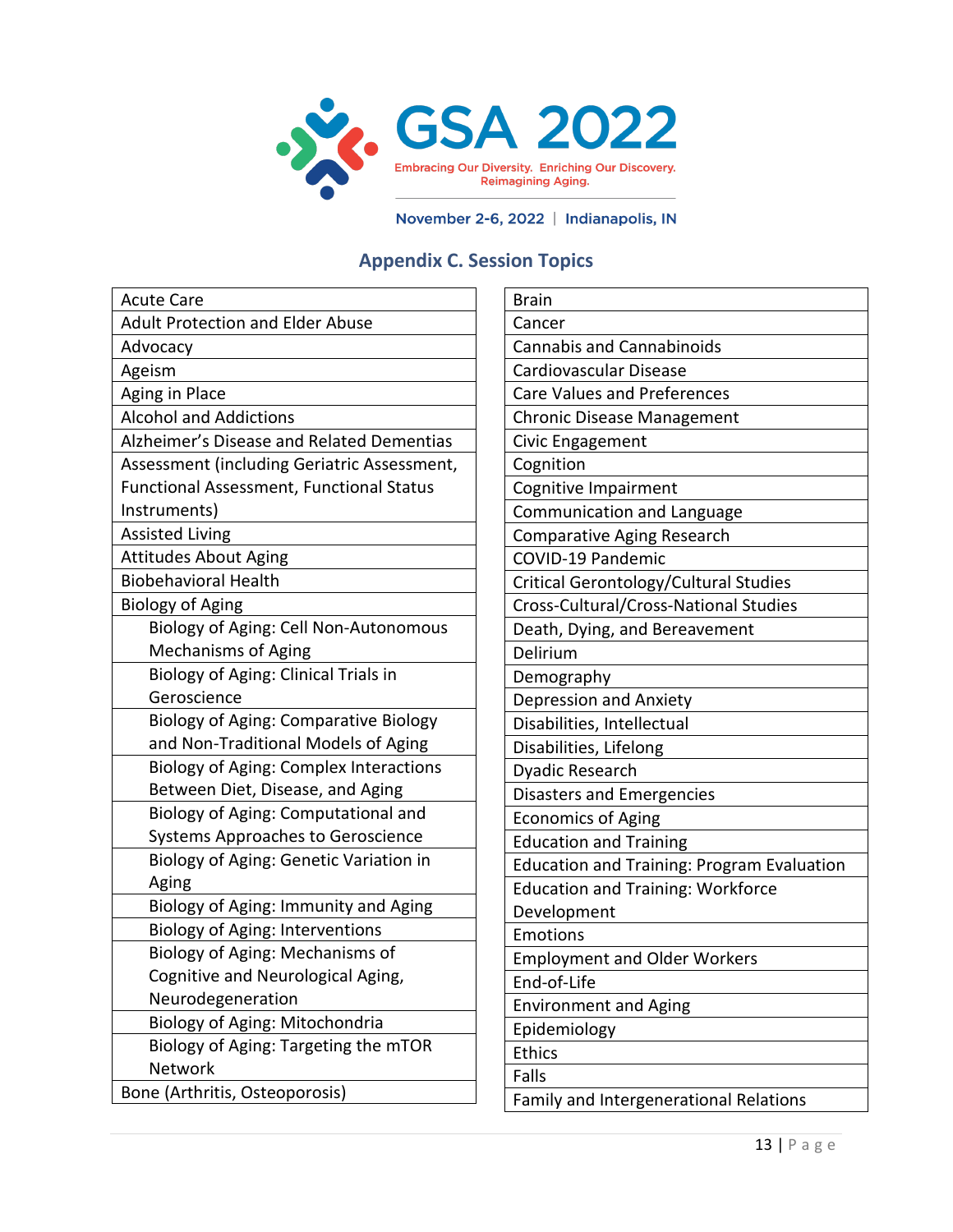GSA 2022

Embracing Our Diversity. Enriching Our Discovery. Reimagining Aging.

November 2-6, 2022 | Indianapolis, IN

## Appendix C. Session Topics

| |
|---|
| Acute Care |
| Adult Protection and Elder Abuse |
| Advocacy |
| Ageism |
| Aging in Place |
| Alcohol and Addictions |
| Alzheimer’s Disease and Related Dementias |
| Assessment (including Geriatric Assessment, Functional Assessment, Functional Status Instruments) |
| Assisted Living |
| Attitudes About Aging |
| Biobehavioral Health |
| Biology of Aging |
| Biology of Aging: Cell Non-Autonomous Mechanisms of Aging |
| Biology of Aging: Clinical Trials in Geroscience |
| Biology of Aging: Comparative Biology and Non-Traditional Models of Aging |
| Biology of Aging: Complex Interactions Between Diet, Disease, and Aging |
| Biology of Aging: Computational and Systems Approaches to Geroscience |
| Biology of Aging: Genetic Variation in Aging |
| Biology of Aging: Immunity and Aging |
| Biology of Aging: Interventions |
| Biology of Aging: Mechanisms of Cognitive and Neurological Aging, Neurodegeneration |
| Biology of Aging: Mitochondria |
| Biology of Aging: Targeting the mTOR Network |
| Bone (Arthritis, Osteoporosis) |
| Brain |
| Cancer |
| Cannabis and Cannabinoids |
| Cardiovascular Disease |
| Care Values and Preferences |
| Chronic Disease Management |
| Civic Engagement |
| Cognition |
| Cognitive Impairment |
| Communication and Language |
| Comparative Aging Research |
| COVID-19 Pandemic |
| Critical Gerontology/Cultural Studies |
| Cross-Cultural/Cross-National Studies |
| Death, Dying, and Bereavement |
| Delirium |
| Demography |
| Depression and Anxiety |
| Disabilities, Intellectual |
| Disabilities, Lifelong |
| Dyadic Research |
| Disasters and Emergencies |
| Economics of Aging |
| Education and Training |
| Education and Training: Program Evaluation |
| Education and Training: Workforce Development |
| Emotions |
| Employment and Older Workers |
| End-of-Life |
| Environment and Aging |
| Epidemiology |
| Ethics |
| Falls |
| Family and Intergenerational Relations |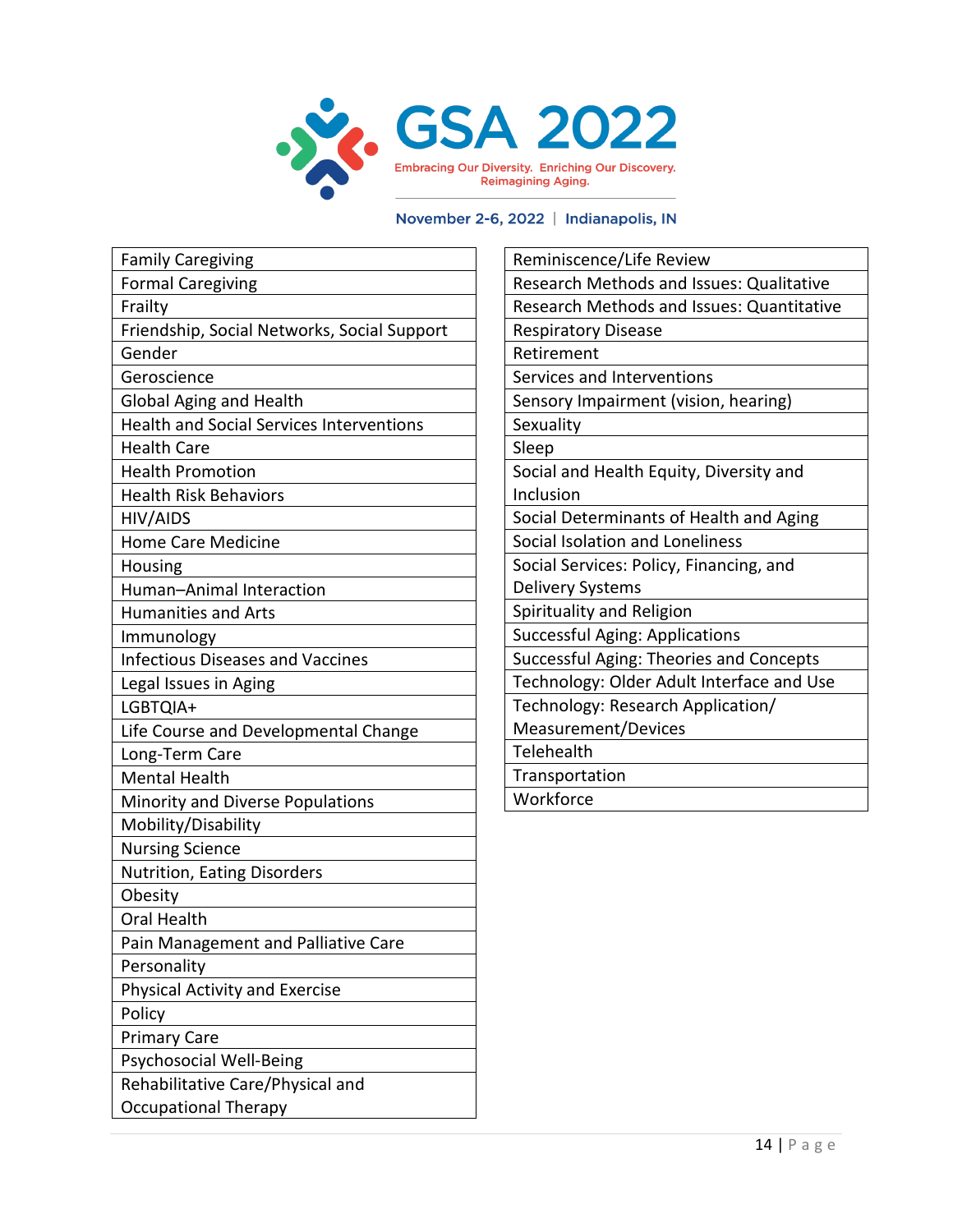GSA 2022

Embracing Our Diversity. Enriching Our Discovery. Reimagining Aging.

November 2-6, 2022 | Indianapolis, IN

| |
|---|
| Family Caregiving |
| Formal Caregiving |
| Frailty |
| Friendship, Social Networks, Social Support |
| Gender |
| Geroscience |
| Global Aging and Health |
| Health and Social Services Interventions |
| Health Care |
| Health Promotion |
| Health Risk Behaviors |
| HIV/AIDS |
| Home Care Medicine |
| Housing |
| Human–Animal Interaction |
| Humanities and Arts |
| Immunology |
| Infectious Diseases and Vaccines |
| Legal Issues in Aging |
| LGBTQIA+ |
| Life Course and Developmental Change |
| Long-Term Care |
| Mental Health |
| Minority and Diverse Populations |
| Mobility/Disability |
| Nursing Science |
| Nutrition, Eating Disorders |
| Obesity |
| Oral Health |
| Pain Management and Palliative Care |
| Personality |
| Physical Activity and Exercise |
| Policy |
| Primary Care |
| Psychosocial Well-Being |
| Rehabilitative Care/Physical and Occupational Therapy |
| Reminiscence/Life Review |
| Research Methods and Issues: Qualitative |
| Research Methods and Issues: Quantitative |
| Respiratory Disease |
| Retirement |
| Services and Interventions |
| Sensory Impairment (vision, hearing) |
| Sexuality |
| Sleep |
| Social and Health Equity, Diversity and Inclusion |
| Social Determinants of Health and Aging |
| Social Isolation and Loneliness |
| Social Services: Policy, Financing, and Delivery Systems |
| Spirituality and Religion |
| Successful Aging: Applications |
| Successful Aging: Theories and Concepts |
| Technology: Older Adult Interface and Use |
| Technology: Research Application/ Measurement/Devices |
| Telehealth |
| Transportation |
| Workforce |